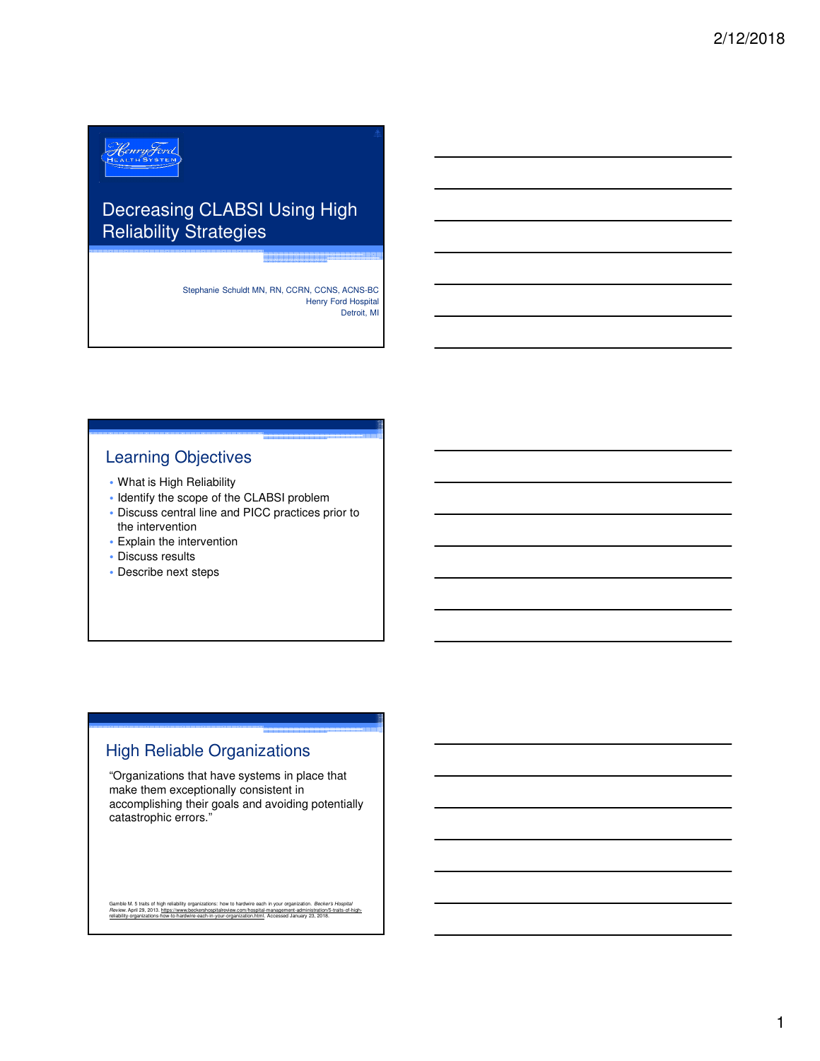# Decreasing CLABSI Using High Reliability Strategies

Stephanie Schuldt MN, RN, CCRN, CCNS, ACNS-BC
Henry Ford Hospital
Detroit, MI

## Learning Objectives

- What is High Reliability
- Identify the scope of the CLABSI problem
- Discuss central line and PICC practices prior to the intervention
- Explain the intervention
- Discuss results
- Describe next steps

## High Reliable Organizations

"Organizations that have systems in place that make them exceptionally consistent in accomplishing their goals and avoiding potentially catastrophic errors."

Gamble M. 5 traits of high reliability organizations: how to hardwire each in your organization. *Becker's Hospital Review*. April 29, 2013. https://www.beckershospitalreview.com/hospital-management-administration/5-traits-of-high-reliability-organizations-how-to-hardwire-each-in-your-organization.html. Accessed January 23, 2018.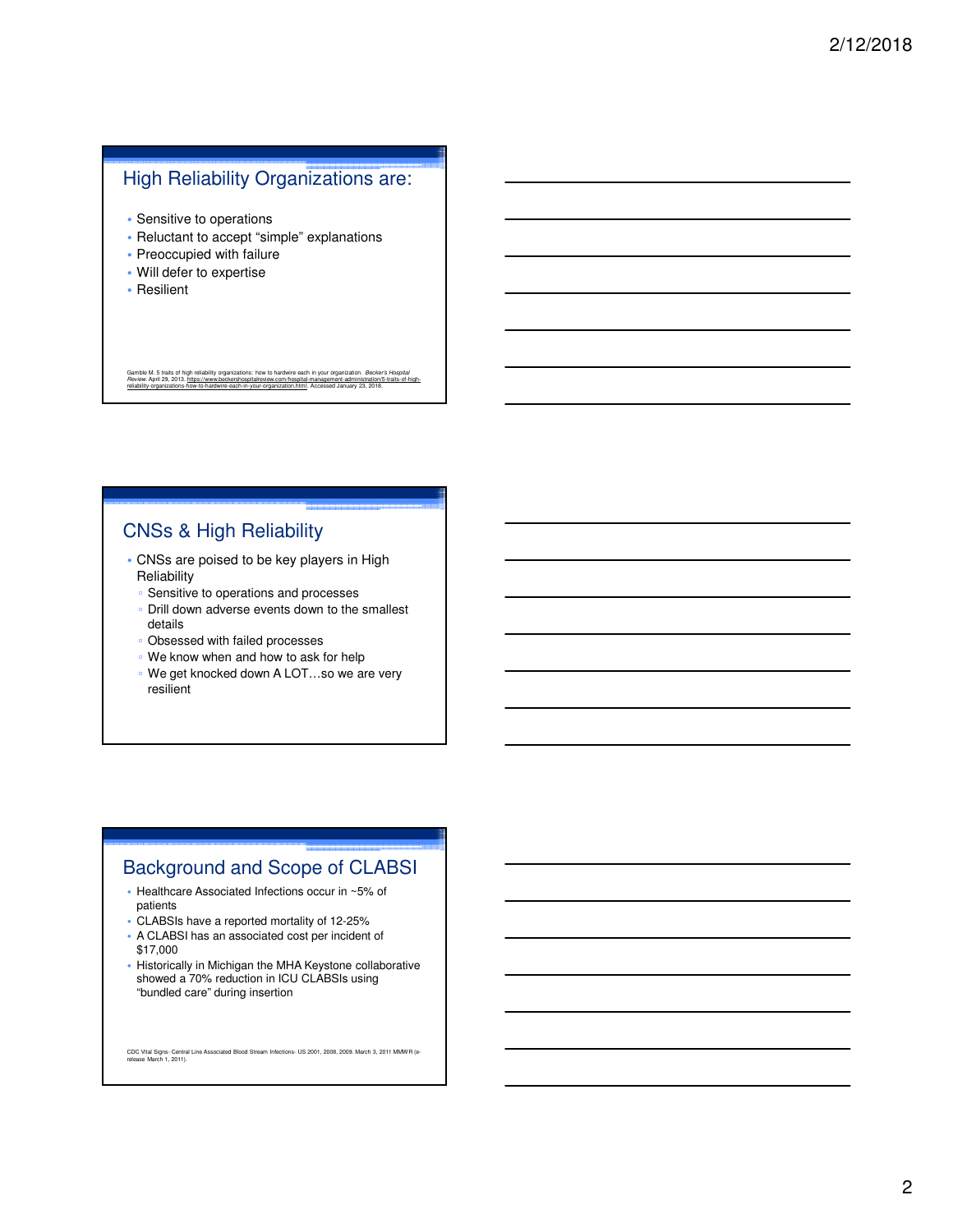## High Reliability Organizations are:

- Sensitive to operations
- Reluctant to accept "simple" explanations
- Preoccupied with failure
- Will defer to expertise
- Resilient

Gamble M. 5 traits of high reliability organizations: how to hardwire each in your organization. *Becker's Hospital Review.* April 29, 2013. https://www.beckershospitalreview.com/hospital-management-administration/5-traits-of-high-reliability-organizations-how-to-hardwire-each-in-your-organization.html. Accessed January 23, 2018.

## CNSs & High Reliability

- CNSs are poised to be key players in High Reliability
  - Sensitive to operations and processes
  - Drill down adverse events down to the smallest details
  - Obsessed with failed processes
  - We know when and how to ask for help
  - We get knocked down A LOT…so we are very resilient

## Background and Scope of CLABSI

- Healthcare Associated Infections occur in ~5% of patients
- CLABSIs have a reported mortality of 12-25%
- A CLABSI has an associated cost per incident of $17,000
- Historically in Michigan the MHA Keystone collaborative showed a 70% reduction in ICU CLABSIs using "bundled care" during insertion

CDC Vital Signs- Central Line Associated Blood Stream Infections- US 2001, 2008, 2009. March 3, 2011 MMWR (e-release March 1, 2011).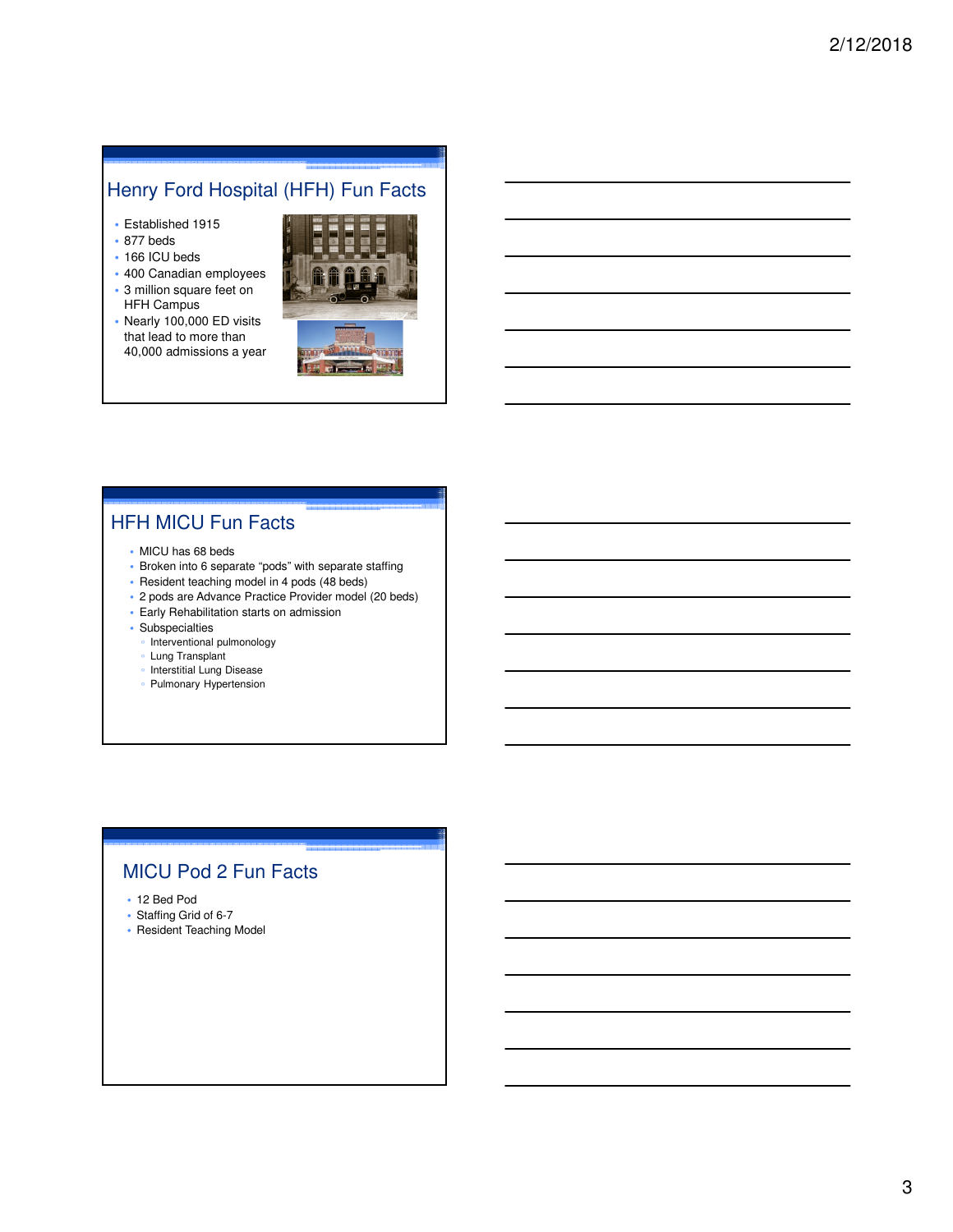## Henry Ford Hospital (HFH) Fun Facts

- Established 1915
- 877 beds
- 166 ICU beds
- 400 Canadian employees
- 3 million square feet on HFH Campus
- Nearly 100,000 ED visits that lead to more than 40,000 admissions a year

## HFH MICU Fun Facts

- MICU has 68 beds
- Broken into 6 separate “pods” with separate staffing
- Resident teaching model in 4 pods (48 beds)
- 2 pods are Advance Practice Provider model (20 beds)
- Early Rehabilitation starts on admission
- Subspecialties
  - Interventional pulmonology
  - Lung Transplant
  - Interstitial Lung Disease
  - Pulmonary Hypertension

## MICU Pod 2 Fun Facts

- 12 Bed Pod
- Staffing Grid of 6-7
- Resident Teaching Model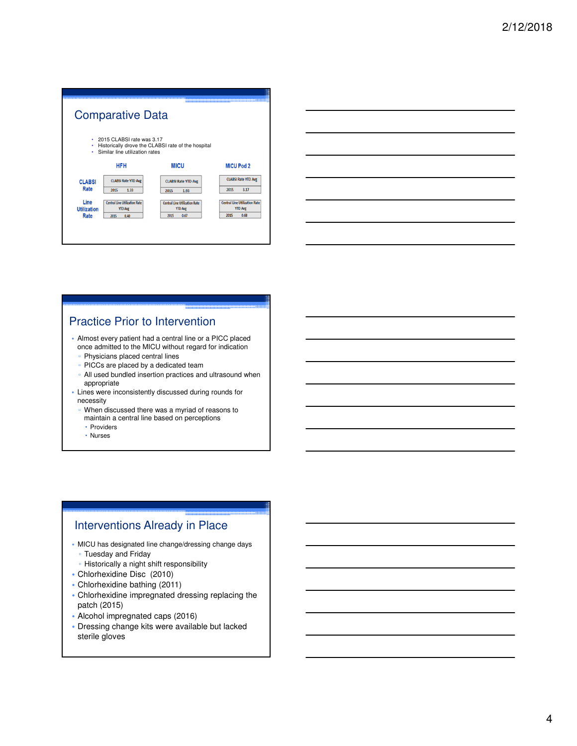## Comparative Data

- 2015 CLABSI rate was 3.17
- Historically drove the CLABSI rate of the hospital
- Similar line utilization rates

| | HFH | MICU | MICU Pod 2 |
|---|---|---|---|
| CLABSI Rate | CLABSI Rate YTD Avg 2015 1.33 | CLABSI Rate YTD Avg 2015 1.93 | CLABSI Rate YTD Avg 2015 3.17 |
| Line Utilization Rate | Central Line Utilization Rate YTD Avg 2015 0.40 | Central Line Utilization Rate YTD Avg 2015 0.67 | Central Line Utilization Rate YTD Avg 2015 0.68 |

## Practice Prior to Intervention

- Almost every patient had a central line or a PICC placed once admitted to the MICU without regard for indication
  - Physicians placed central lines
  - PICCs are placed by a dedicated team
  - All used bundled insertion practices and ultrasound when appropriate
- Lines were inconsistently discussed during rounds for necessity
  - When discussed there was a myriad of reasons to maintain a central line based on perceptions
    - Providers
    - Nurses

## Interventions Already in Place

- MICU has designated line change/dressing change days
  - Tuesday and Friday
  - Historically a night shift responsibility
- Chlorhexidine Disc (2010)
- Chlorhexidine bathing (2011)
- Chlorhexidine impregnated dressing replacing the patch (2015)
- Alcohol impregnated caps (2016)
- Dressing change kits were available but lacked sterile gloves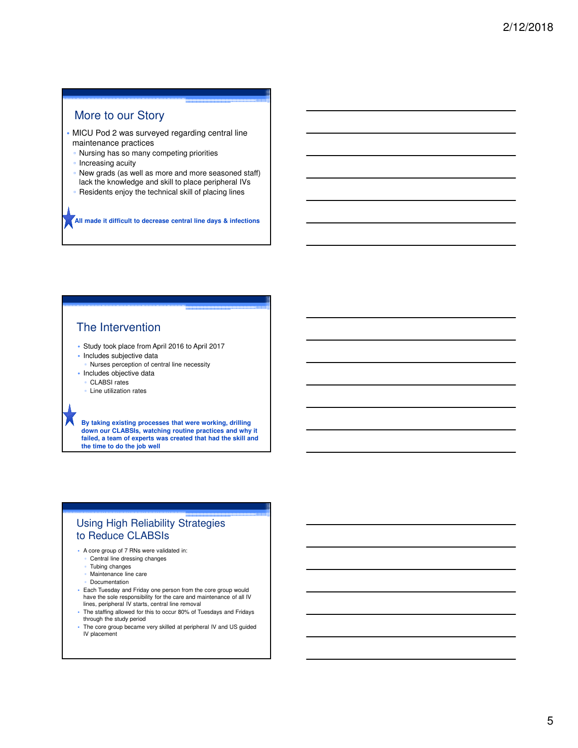## More to our Story

- MICU Pod 2 was surveyed regarding central line maintenance practices
  - Nursing has so many competing priorities
  - Increasing acuity
  - New grads (as well as more and more seasoned staff) lack the knowledge and skill to place peripheral IVs
  - Residents enjoy the technical skill of placing lines

**All made it difficult to decrease central line days & infections**

## The Intervention

- Study took place from April 2016 to April 2017
- Includes subjective data
  - Nurses perception of central line necessity
- Includes objective data
  - CLABSI rates
  - Line utilization rates

**By taking existing processes that were working, drilling down our CLABSIs, watching routine practices and why it failed, a team of experts was created that had the skill and the time to do the job well**

## Using High Reliability Strategies to Reduce CLABSIs

- A core group of 7 RNs were validated in:
  - Central line dressing changes
  - Tubing changes
  - Maintenance line care
  - Documentation
- Each Tuesday and Friday one person from the core group would have the sole responsibility for the care and maintenance of all IV lines, peripheral IV starts, central line removal
- The staffing allowed for this to occur 80% of Tuesdays and Fridays through the study period
- The core group became very skilled at peripheral IV and US guided IV placement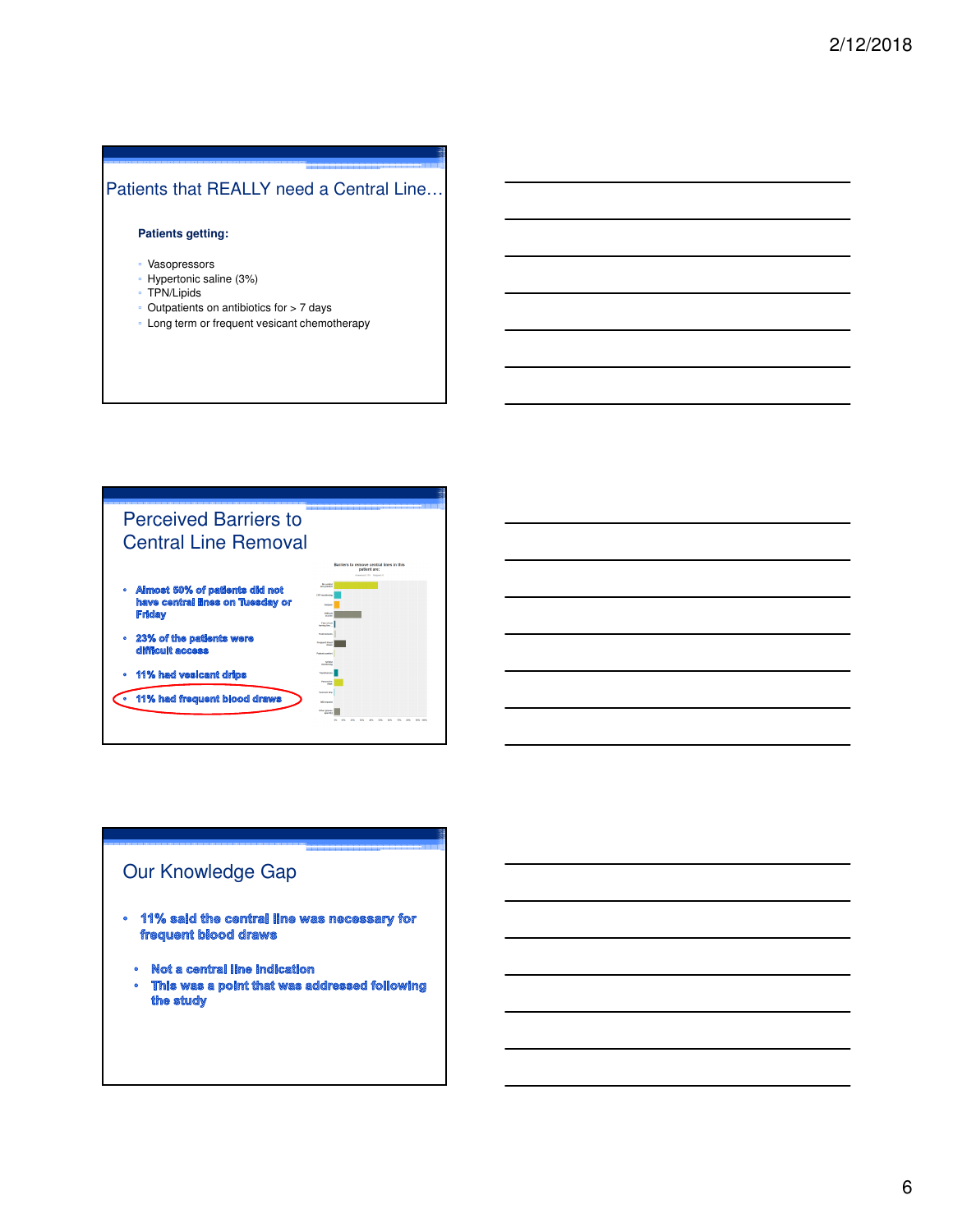## Patients that REALLY need a Central Line…

**Patients getting:**

- Vasopressors
- Hypertonic saline (3%)
- TPN/Lipids
- Outpatients on antibiotics for > 7 days
- Long term or frequent vesicant chemotherapy

## Perceived Barriers to Central Line Removal

- Almost 50% of patients did not have central lines on Tuesday or Friday
- 23% of the patients were difficult access
- 11% had vesicant drips
- 11% had frequent blood draws

## Our Knowledge Gap

- 11% said the central line was necessary for frequent blood draws
  - Not a central line indication
  - This was a point that was addressed following the study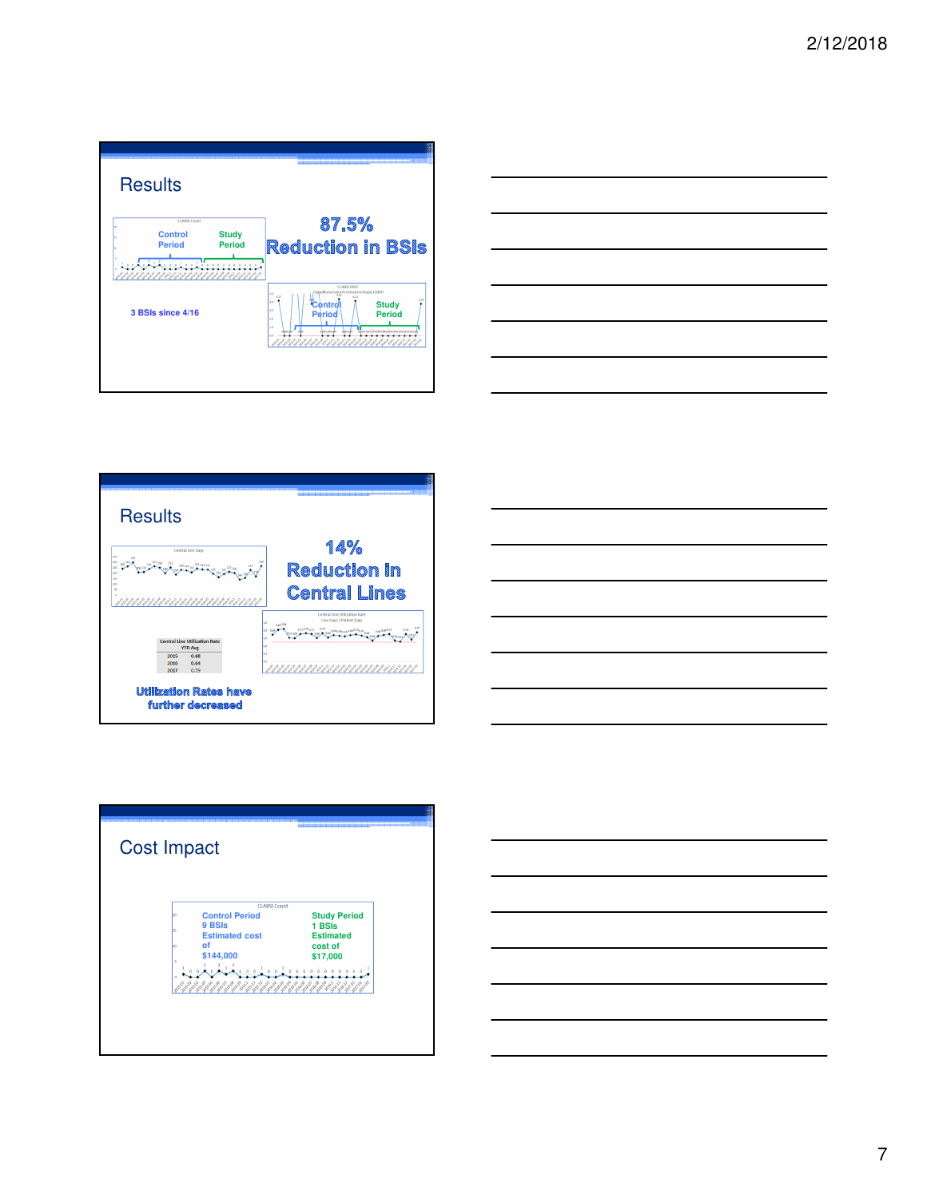## Results

Control Period | Study Period

**87.5% Reduction in BSIs**

3 BSIs since 4/16

Control Period | Study Period

## Results

**14% Reduction in Central Lines**

| Central Line Utilization Rate YTD Avg | |
|---|---|
| 2015 | 0.68 |
| 2016 | 0.64 |
| 2017 | 0.59 |

**Utilization Rates have further decreased**

## Cost Impact

Control Period
9 BSIs
Estimated cost of
$144,000

Study Period
1 BSIs
Estimated cost of
$17,000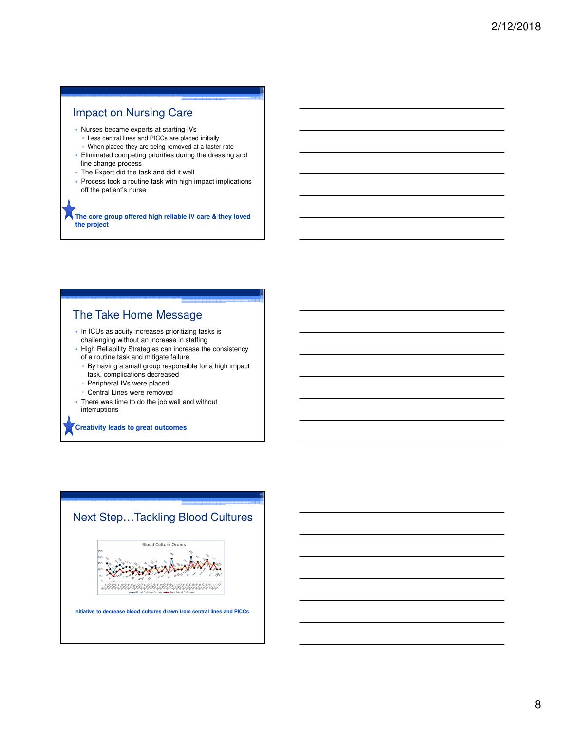## Impact on Nursing Care

- Nurses became experts at starting IVs
  - Less central lines and PICCs are placed initially
  - When placed they are being removed at a faster rate
- Eliminated competing priorities during the dressing and line change process
- The Expert did the task and did it well
- Process took a routine task with high impact implications off the patient's nurse

**The core group offered high reliable IV care & they loved the project**

## The Take Home Message

- In ICUs as acuity increases prioritizing tasks is challenging without an increase in staffing
- High Reliability Strategies can increase the consistency of a routine task and mitigate failure
  - By having a small group responsible for a high impact task, complications decreased
  - Peripheral IVs were placed
  - Central Lines were removed
- There was time to do the job well and without interruptions

**Creativity leads to great outcomes**

## Next Step…Tackling Blood Cultures

Blood Culture Orders

**Initiative to decrease blood cultures drawn from central lines and PICCs**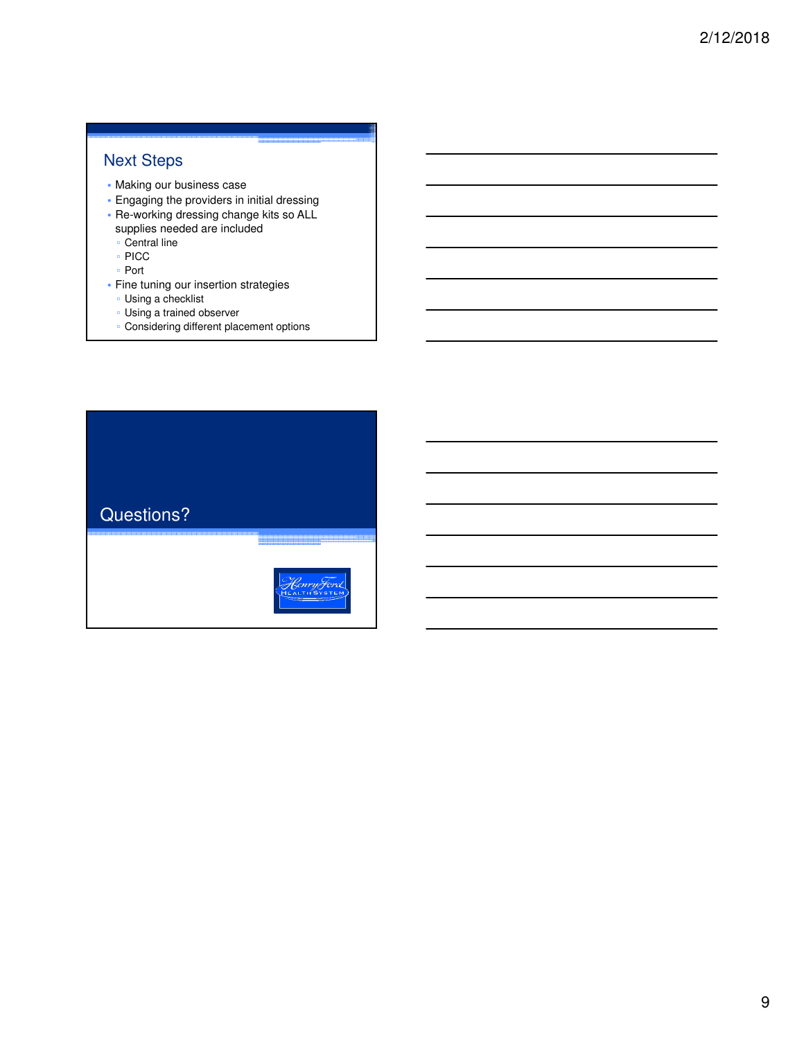## Next Steps

- Making our business case
- Engaging the providers in initial dressing
- Re-working dressing change kits so ALL supplies needed are included
  - Central line
  - PICC
  - Port
- Fine tuning our insertion strategies
  - Using a checklist
  - Using a trained observer
  - Considering different placement options

## Questions?

Henry Ford Health System